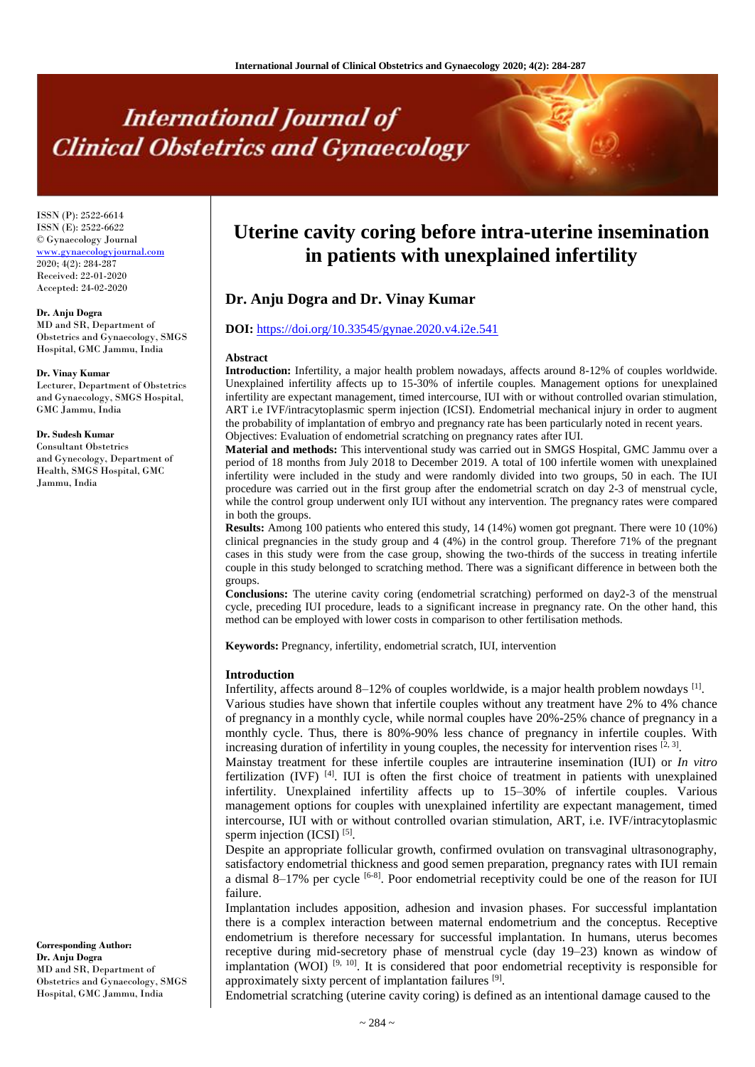ISSN (P): 2522-6614
ISSN (E): 2522-6622
© Gynaecology Journal
www.gynaecologyjournal.com
2020; 4(2): 284-287
Received: 22-01-2020
Accepted: 24-02-2020

**Dr. Anju Dogra**
MD and SR, Department of Obstetrics and Gynaecology, SMGS Hospital, GMC Jammu, India

**Dr. Vinay Kumar**
Lecturer, Department of Obstetrics and Gynaecology, SMGS Hospital, GMC Jammu, India

**Dr. Sudesh Kumar**
Consultant Obstetrics and Gynecology, Department of Health, SMGS Hospital, GMC Jammu, India

**Corresponding Author:**
**Dr. Anju Dogra**
MD and SR, Department of Obstetrics and Gynaecology, SMGS Hospital, GMC Jammu, India

# Uterine cavity coring before intra-uterine insemination in patients with unexplained infertility

## Dr. Anju Dogra and Dr. Vinay Kumar

**DOI:** https://doi.org/10.33545/gynae.2020.v4.i2e.541

**Abstract**

**Introduction:** Infertility, a major health problem nowadays, affects around 8-12% of couples worldwide. Unexplained infertility affects up to 15-30% of infertile couples. Management options for unexplained infertility are expectant management, timed intercourse, IUI with or without controlled ovarian stimulation, ART i.e IVF/intracytoplasmic sperm injection (ICSI). Endometrial mechanical injury in order to augment the probability of implantation of embryo and pregnancy rate has been particularly noted in recent years. Objectives: Evaluation of endometrial scratching on pregnancy rates after IUI.

**Material and methods:** This interventional study was carried out in SMGS Hospital, GMC Jammu over a period of 18 months from July 2018 to December 2019. A total of 100 infertile women with unexplained infertility were included in the study and were randomly divided into two groups, 50 in each. The IUI procedure was carried out in the first group after the endometrial scratch on day 2-3 of menstrual cycle, while the control group underwent only IUI without any intervention. The pregnancy rates were compared in both the groups.

**Results:** Among 100 patients who entered this study, 14 (14%) women got pregnant. There were 10 (10%) clinical pregnancies in the study group and 4 (4%) in the control group. Therefore 71% of the pregnant cases in this study were from the case group, showing the two-thirds of the success in treating infertile couple in this study belonged to scratching method. There was a significant difference in between both the groups.

**Conclusions:** The uterine cavity coring (endometrial scratching) performed on day2-3 of the menstrual cycle, preceding IUI procedure, leads to a significant increase in pregnancy rate. On the other hand, this method can be employed with lower costs in comparison to other fertilisation methods.

**Keywords:** Pregnancy, infertility, endometrial scratch, IUI, intervention

### Introduction

Infertility, affects around 8–12% of couples worldwide, is a major health problem nowdays [1].

Various studies have shown that infertile couples without any treatment have 2% to 4% chance of pregnancy in a monthly cycle, while normal couples have 20%-25% chance of pregnancy in a monthly cycle. Thus, there is 80%-90% less chance of pregnancy in infertile couples. With increasing duration of infertility in young couples, the necessity for intervention rises [2, 3].

Mainstay treatment for these infertile couples are intrauterine insemination (IUI) or *In vitro* fertilization (IVF) [4]. IUI is often the first choice of treatment in patients with unexplained infertility. Unexplained infertility affects up to 15–30% of infertile couples. Various management options for couples with unexplained infertility are expectant management, timed intercourse, IUI with or without controlled ovarian stimulation, ART, i.e. IVF/intracytoplasmic sperm injection (ICSI) [5].

Despite an appropriate follicular growth, confirmed ovulation on transvaginal ultrasonography, satisfactory endometrial thickness and good semen preparation, pregnancy rates with IUI remain a dismal 8–17% per cycle [6-8]. Poor endometrial receptivity could be one of the reason for IUI failure.

Implantation includes apposition, adhesion and invasion phases. For successful implantation there is a complex interaction between maternal endometrium and the conceptus. Receptive endometrium is therefore necessary for successful implantation. In humans, uterus becomes receptive during mid-secretory phase of menstrual cycle (day 19–23) known as window of implantation (WOI) [9, 10]. It is considered that poor endometrial receptivity is responsible for approximately sixty percent of implantation failures [9].

Endometrial scratching (uterine cavity coring) is defined as an intentional damage caused to the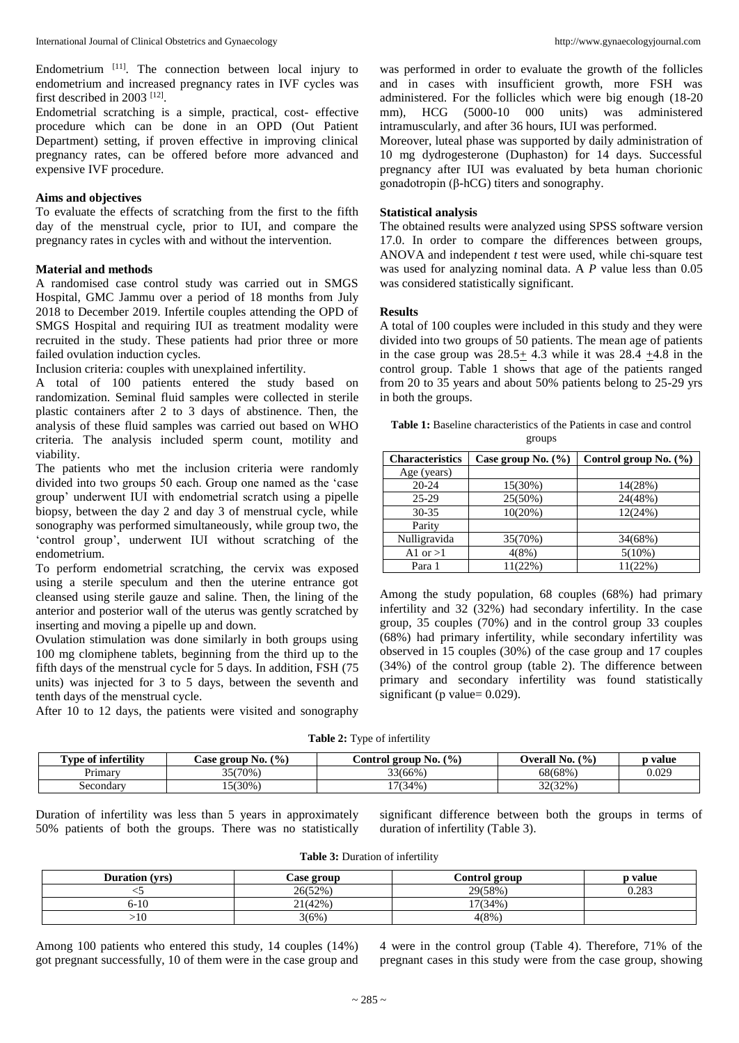Endometrium [11]. The connection between local injury to endometrium and increased pregnancy rates in IVF cycles was first described in 2003 [12].

Endometrial scratching is a simple, practical, cost- effective procedure which can be done in an OPD (Out Patient Department) setting, if proven effective in improving clinical pregnancy rates, can be offered before more advanced and expensive IVF procedure.

### Aims and objectives

To evaluate the effects of scratching from the first to the fifth day of the menstrual cycle, prior to IUI, and compare the pregnancy rates in cycles with and without the intervention.

### Material and methods

A randomised case control study was carried out in SMGS Hospital, GMC Jammu over a period of 18 months from July 2018 to December 2019. Infertile couples attending the OPD of SMGS Hospital and requiring IUI as treatment modality were recruited in the study. These patients had prior three or more failed ovulation induction cycles.

Inclusion criteria: couples with unexplained infertility.

A total of 100 patients entered the study based on randomization. Seminal fluid samples were collected in sterile plastic containers after 2 to 3 days of abstinence. Then, the analysis of these fluid samples was carried out based on WHO criteria. The analysis included sperm count, motility and viability.

The patients who met the inclusion criteria were randomly divided into two groups 50 each. Group one named as the 'case group' underwent IUI with endometrial scratch using a pipelle biopsy, between the day 2 and day 3 of menstrual cycle, while sonography was performed simultaneously, while group two, the 'control group', underwent IUI without scratching of the endometrium.

To perform endometrial scratching, the cervix was exposed using a sterile speculum and then the uterine entrance got cleansed using sterile gauze and saline. Then, the lining of the anterior and posterior wall of the uterus was gently scratched by inserting and moving a pipelle up and down.

Ovulation stimulation was done similarly in both groups using 100 mg clomiphene tablets, beginning from the third up to the fifth days of the menstrual cycle for 5 days. In addition, FSH (75 units) was injected for 3 to 5 days, between the seventh and tenth days of the menstrual cycle.

After 10 to 12 days, the patients were visited and sonography was performed in order to evaluate the growth of the follicles and in cases with insufficient growth, more FSH was administered. For the follicles which were big enough (18-20 mm), HCG (5000-10 000 units) was administered intramuscularly, and after 36 hours, IUI was performed.

Moreover, luteal phase was supported by daily administration of 10 mg dydrogesterone (Duphaston) for 14 days. Successful pregnancy after IUI was evaluated by beta human chorionic gonadotropin (β-hCG) titers and sonography.

### Statistical analysis

The obtained results were analyzed using SPSS software version 17.0. In order to compare the differences between groups, ANOVA and independent *t* test were used, while chi-square test was used for analyzing nominal data. A *P* value less than 0.05 was considered statistically significant.

### Results

A total of 100 couples were included in this study and they were divided into two groups of 50 patients. The mean age of patients in the case group was $28.5 \pm 4.3$ while it was $28.4 \pm 4.8$ in the control group. Table 1 shows that age of the patients ranged from 20 to 35 years and about 50% patients belong to 25-29 yrs in both the groups.

**Table 1:** Baseline characteristics of the Patients in case and control groups

| Characteristics | Case group No. (%) | Control group No. (%) |
|---|---|---|
| Age (years) | | |
| 20-24 | 15(30%) | 14(28%) |
| 25-29 | 25(50%) | 24(48%) |
| 30-35 | 10(20%) | 12(24%) |
| Parity | | |
| Nulligravida | 35(70%) | 34(68%) |
| A1 or >1 | 4(8%) | 5(10%) |
| Para 1 | 11(22%) | 11(22%) |

Among the study population, 68 couples (68%) had primary infertility and 32 (32%) had secondary infertility. In the case group, 35 couples (70%) and in the control group 33 couples (68%) had primary infertility, while secondary infertility was observed in 15 couples (30%) of the case group and 17 couples (34%) of the control group (table 2). The difference between primary and secondary infertility was found statistically significant (p value= 0.029).

**Table 2:** Type of infertility

| Type of infertility | Case group No. (%) | Control group No. (%) | Overall No. (%) | p value |
|---|---|---|---|---|
| Primary | 35(70%) | 33(66%) | 68(68%) | 0.029 |
| Secondary | 15(30%) | 17(34%) | 32(32%) | |

Duration of infertility was less than 5 years in approximately 50% patients of both the groups. There was no statistically significant difference between both the groups in terms of duration of infertility (Table 3).

**Table 3:** Duration of infertility

| Duration (yrs) | Case group | Control group | p value |
|---|---|---|---|
| <5 | 26(52%) | 29(58%) | 0.283 |
| 6-10 | 21(42%) | 17(34%) | |
| >10 | 3(6%) | 4(8%) | |

Among 100 patients who entered this study, 14 couples (14%) got pregnant successfully, 10 of them were in the case group and 4 were in the control group (Table 4). Therefore, 71% of the pregnant cases in this study were from the case group, showing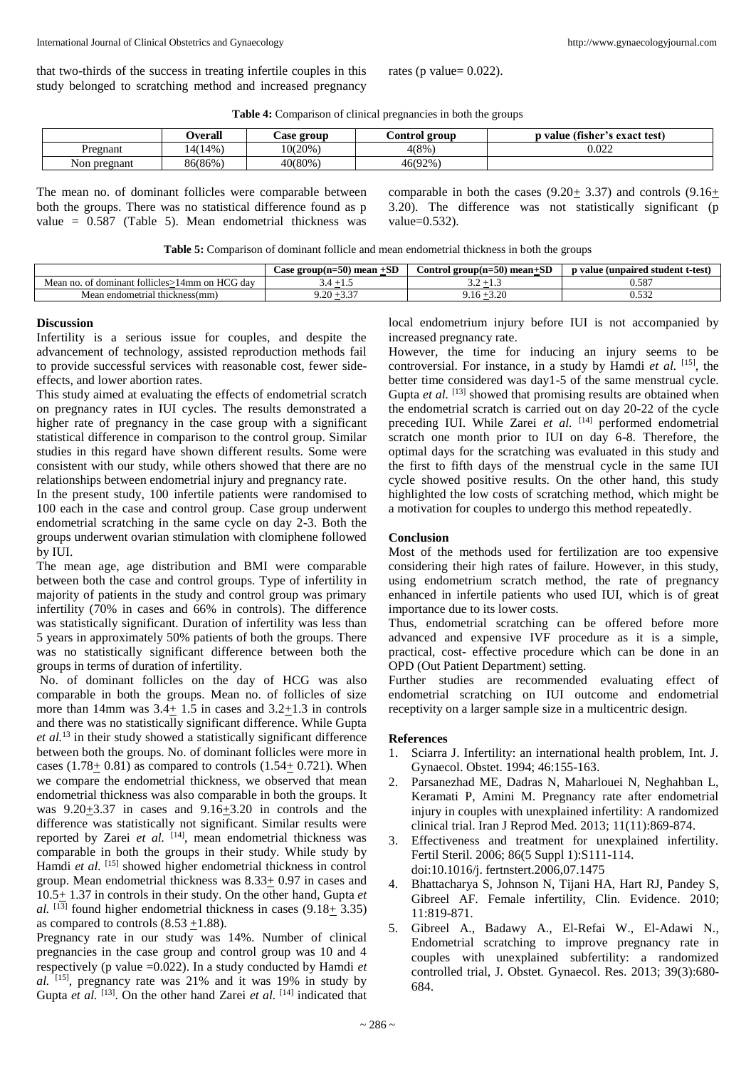that two-thirds of the success in treating infertile couples in this study belonged to scratching method and increased pregnancy rates (p value= 0.022).

**Table 4:** Comparison of clinical pregnancies in both the groups

| | Overall | Case group | Control group | p value (fisher's exact test) |
|---|---|---|---|---|
| Pregnant | 14(14%) | 10(20%) | 4(8%) | 0.022 |
| Non pregnant | 86(86%) | 40(80%) | 46(92%) | |

The mean no. of dominant follicles were comparable between both the groups. There was no statistical difference found as p value = 0.587 (Table 5). Mean endometrial thickness was comparable in both the cases (9.20± 3.37) and controls (9.16± 3.20). The difference was not statistically significant (p value=0.532).

**Table 5:** Comparison of dominant follicle and mean endometrial thickness in both the groups

| | Case group(n=50) mean ±SD | Control group(n=50) mean±SD | p value (unpaired student t-test) |
|---|---|---|---|
| Mean no. of dominant follicles≥14mm on HCG day | 3.4 ±1.5 | 3.2 ±1.3 | 0.587 |
| Mean endometrial thickness(mm) | 9.20 ±3.37 | 9.16 ±3.20 | 0.532 |

## Discussion

Infertility is a serious issue for couples, and despite the advancement of technology, assisted reproduction methods fail to provide successful services with reasonable cost, fewer side-effects, and lower abortion rates.

This study aimed at evaluating the effects of endometrial scratch on pregnancy rates in IUI cycles. The results demonstrated a higher rate of pregnancy in the case group with a significant statistical difference in comparison to the control group. Similar studies in this regard have shown different results. Some were consistent with our study, while others showed that there are no relationships between endometrial injury and pregnancy rate.

In the present study, 100 infertile patients were randomised to 100 each in the case and control group. Case group underwent endometrial scratching in the same cycle on day 2-3. Both the groups underwent ovarian stimulation with clomiphene followed by IUI.

The mean age, age distribution and BMI were comparable between both the case and control groups. Type of infertility in majority of patients in the study and control group was primary infertility (70% in cases and 66% in controls). The difference was statistically significant. Duration of infertility was less than 5 years in approximately 50% patients of both the groups. There was no statistically significant difference between both the groups in terms of duration of infertility.

No. of dominant follicles on the day of HCG was also comparable in both the groups. Mean no. of follicles of size more than 14mm was 3.4± 1.5 in cases and 3.2±1.3 in controls and there was no statistically significant difference. While Gupta *et al.*[13] in their study showed a statistically significant difference between both the groups. No. of dominant follicles were more in cases (1.78± 0.81) as compared to controls (1.54± 0.721). When we compare the endometrial thickness, we observed that mean endometrial thickness was also comparable in both the groups. It was 9.20±3.37 in cases and 9.16±3.20 in controls and the difference was statistically not significant. Similar results were reported by Zarei *et al.* [14], mean endometrial thickness was comparable in both the groups in their study. While study by Hamdi *et al.* [15] showed higher endometrial thickness in control group. Mean endometrial thickness was 8.33± 0.97 in cases and 10.5± 1.37 in controls in their study. On the other hand, Gupta *et al.* [13] found higher endometrial thickness in cases (9.18± 3.35) as compared to controls (8.53 ±1.88).

Pregnancy rate in our study was 14%. Number of clinical pregnancies in the case group and control group was 10 and 4 respectively (p value =0.022). In a study conducted by Hamdi *et al.* [15], pregnancy rate was 21% and it was 19% in study by Gupta *et al.* [13]. On the other hand Zarei *et al.* [14] indicated that local endometrium injury before IUI is not accompanied by increased pregnancy rate.

However, the time for inducing an injury seems to be controversial. For instance, in a study by Hamdi *et al.* [15], the better time considered was day1-5 of the same menstrual cycle. Gupta *et al.* [13] showed that promising results are obtained when the endometrial scratch is carried out on day 20-22 of the cycle preceding IUI. While Zarei *et al.* [14] performed endometrial scratch one month prior to IUI on day 6-8. Therefore, the optimal days for the scratching was evaluated in this study and the first to fifth days of the menstrual cycle in the same IUI cycle showed positive results. On the other hand, this study highlighted the low costs of scratching method, which might be a motivation for couples to undergo this method repeatedly.

## Conclusion

Most of the methods used for fertilization are too expensive considering their high rates of failure. However, in this study, using endometrium scratch method, the rate of pregnancy enhanced in infertile patients who used IUI, which is of great importance due to its lower costs.

Thus, endometrial scratching can be offered before more advanced and expensive IVF procedure as it is a simple, practical, cost- effective procedure which can be done in an OPD (Out Patient Department) setting.

Further studies are recommended evaluating effect of endometrial scratching on IUI outcome and endometrial receptivity on a larger sample size in a multicentric design.

## References

1. Sciarra J. Infertility: an international health problem, Int. J. Gynaecol. Obstet. 1994; 46:155-163.
2. Parsanezhad ME, Dadras N, Maharlouei N, Neghahban L, Keramati P, Amini M. Pregnancy rate after endometrial injury in couples with unexplained infertility: A randomized clinical trial. Iran J Reprod Med. 2013; 11(11):869-874.
3. Effectiveness and treatment for unexplained infertility. Fertil Steril. 2006; 86(5 Suppl 1):S111-114. doi:10.1016/j. fertnstert.2006,07.1475
4. Bhattacharya S, Johnson N, Tijani HA, Hart RJ, Pandey S, Gibreel AF. Female infertility, Clin. Evidence. 2010; 11:819-871.
5. Gibreel A., Badawy A., El-Refai W., El-Adawi N., Endometrial scratching to improve pregnancy rate in couples with unexplained subfertility: a randomized controlled trial, J. Obstet. Gynaecol. Res. 2013; 39(3):680-684.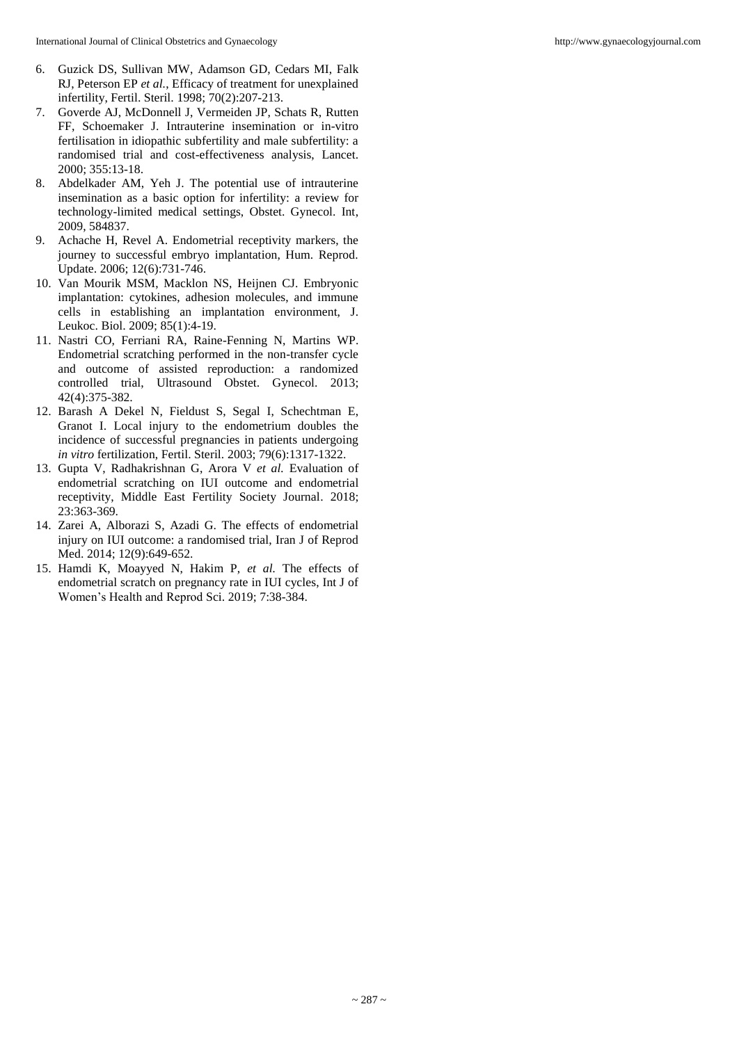6. Guzick DS, Sullivan MW, Adamson GD, Cedars MI, Falk RJ, Peterson EP *et al.*, Efficacy of treatment for unexplained infertility, Fertil. Steril. 1998; 70(2):207-213.
7. Goverde AJ, McDonnell J, Vermeiden JP, Schats R, Rutten FF, Schoemaker J. Intrauterine insemination or in-vitro fertilisation in idiopathic subfertility and male subfertility: a randomised trial and cost-effectiveness analysis, Lancet. 2000; 355:13-18.
8. Abdelkader AM, Yeh J. The potential use of intrauterine insemination as a basic option for infertility: a review for technology-limited medical settings, Obstet. Gynecol. Int, 2009, 584837.
9. Achache H, Revel A. Endometrial receptivity markers, the journey to successful embryo implantation, Hum. Reprod. Update. 2006; 12(6):731-746.
10. Van Mourik MSM, Macklon NS, Heijnen CJ. Embryonic implantation: cytokines, adhesion molecules, and immune cells in establishing an implantation environment, J. Leukoc. Biol. 2009; 85(1):4-19.
11. Nastri CO, Ferriani RA, Raine-Fenning N, Martins WP. Endometrial scratching performed in the non-transfer cycle and outcome of assisted reproduction: a randomized controlled trial, Ultrasound Obstet. Gynecol. 2013; 42(4):375-382.
12. Barash A Dekel N, Fieldust S, Segal I, Schechtman E, Granot I. Local injury to the endometrium doubles the incidence of successful pregnancies in patients undergoing *in vitro* fertilization, Fertil. Steril. 2003; 79(6):1317-1322.
13. Gupta V, Radhakrishnan G, Arora V *et al.* Evaluation of endometrial scratching on IUI outcome and endometrial receptivity, Middle East Fertility Society Journal. 2018; 23:363-369.
14. Zarei A, Alborazi S, Azadi G. The effects of endometrial injury on IUI outcome: a randomised trial, Iran J of Reprod Med. 2014; 12(9):649-652.
15. Hamdi K, Moayyed N, Hakim P, *et al.* The effects of endometrial scratch on pregnancy rate in IUI cycles, Int J of Women's Health and Reprod Sci. 2019; 7:38-384.